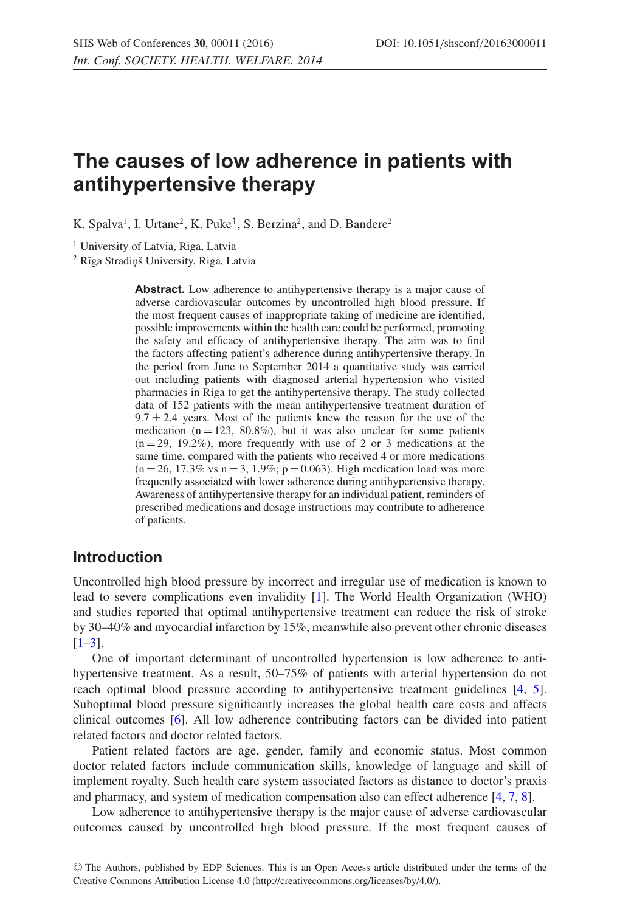# The causes of low adherence in patients with antihypertensive therapy

K. Spalva[1], I. Urtane[2], K. Puke[1], S. Berzina[2], and D. Bandere[2]

[1] University of Latvia, Riga, Latvia

[2] Rīga Stradiņš University, Riga, Latvia

**Abstract.** Low adherence to antihypertensive therapy is a major cause of adverse cardiovascular outcomes by uncontrolled high blood pressure. If the most frequent causes of inappropriate taking of medicine are identified, possible improvements within the health care could be performed, promoting the safety and efficacy of antihypertensive therapy. The aim was to find the factors affecting patient's adherence during antihypertensive therapy. In the period from June to September 2014 a quantitative study was carried out including patients with diagnosed arterial hypertension who visited pharmacies in Riga to get the antihypertensive therapy. The study collected data of 152 patients with the mean antihypertensive treatment duration of $9.7 \pm 2.4$ years. Most of the patients knew the reason for the use of the medication ($n = 123$, 80.8%), but it was also unclear for some patients ($n = 29$, 19.2%), more frequently with use of 2 or 3 medications at the same time, compared with the patients who received 4 or more medications ($n = 26$, 17.3% vs $n = 3$, 1.9%; $p = 0.063$). High medication load was more frequently associated with lower adherence during antihypertensive therapy. Awareness of antihypertensive therapy for an individual patient, reminders of prescribed medications and dosage instructions may contribute to adherence of patients.

## Introduction

Uncontrolled high blood pressure by incorrect and irregular use of medication is known to lead to severe complications even invalidity [1]. The World Health Organization (WHO) and studies reported that optimal antihypertensive treatment can reduce the risk of stroke by 30–40% and myocardial infarction by 15%, meanwhile also prevent other chronic diseases [1–3].

One of important determinant of uncontrolled hypertension is low adherence to antihypertensive treatment. As a result, 50–75% of patients with arterial hypertension do not reach optimal blood pressure according to antihypertensive treatment guidelines [4, 5]. Suboptimal blood pressure significantly increases the global health care costs and affects clinical outcomes [6]. All low adherence contributing factors can be divided into patient related factors and doctor related factors.

Patient related factors are age, gender, family and economic status. Most common doctor related factors include communication skills, knowledge of language and skill of implement royalty. Such health care system associated factors as distance to doctor's praxis and pharmacy, and system of medication compensation also can effect adherence [4, 7, 8].

Low adherence to antihypertensive therapy is the major cause of adverse cardiovascular outcomes caused by uncontrolled high blood pressure. If the most frequent causes of

© The Authors, published by EDP Sciences. This is an Open Access article distributed under the terms of the Creative Commons Attribution License 4.0 (http://creativecommons.org/licenses/by/4.0/).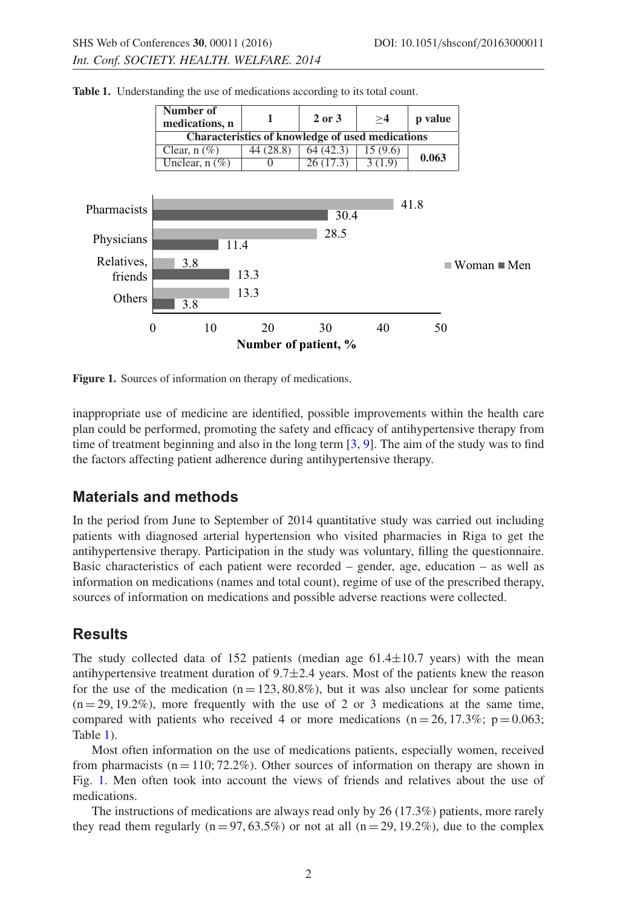**Table 1.** Understanding the use of medications according to its total count.

| Number of medications, n | 1 | 2 or 3 | ≥4 | p value |
|---|---|---|---|---|
| **Characteristics of knowledge of used medications** | | | | |
| Clear, n (%) | 44 (28.8) | 64 (42.3) | 15 (9.6) | **0.063** |
| Unclear, n (%) | 0 | 26 (17.3) | 3 (1.9) | |

**Figure 1.** Sources of information on therapy of medications.

inappropriate use of medicine are identified, possible improvements within the health care plan could be performed, promoting the safety and efficacy of antihypertensive therapy from time of treatment beginning and also in the long term [3, 9]. The aim of the study was to find the factors affecting patient adherence during antihypertensive therapy.

## Materials and methods

In the period from June to September of 2014 quantitative study was carried out including patients with diagnosed arterial hypertension who visited pharmacies in Riga to get the antihypertensive therapy. Participation in the study was voluntary, filling the questionnaire. Basic characteristics of each patient were recorded – gender, age, education – as well as information on medications (names and total count), regime of use of the prescribed therapy, sources of information on medications and possible adverse reactions were collected.

## Results

The study collected data of 152 patients (median age 61.4±10.7 years) with the mean antihypertensive treatment duration of 9.7±2.4 years. Most of the patients knew the reason for the use of the medication ($n = 123$, 80.8%), but it was also unclear for some patients ($n = 29$, 19.2%), more frequently with the use of 2 or 3 medications at the same time, compared with patients who received 4 or more medications ($n = 26$, 17.3%; $p = 0.063$; Table 1).

Most often information on the use of medications patients, especially women, received from pharmacists ($n = 110$; 72.2%). Other sources of information on therapy are shown in Fig. 1. Men often took into account the views of friends and relatives about the use of medications.

The instructions of medications are always read only by 26 (17.3%) patients, more rarely they read them regularly ($n = 97$, 63.5%) or not at all ($n = 29$, 19.2%), due to the complex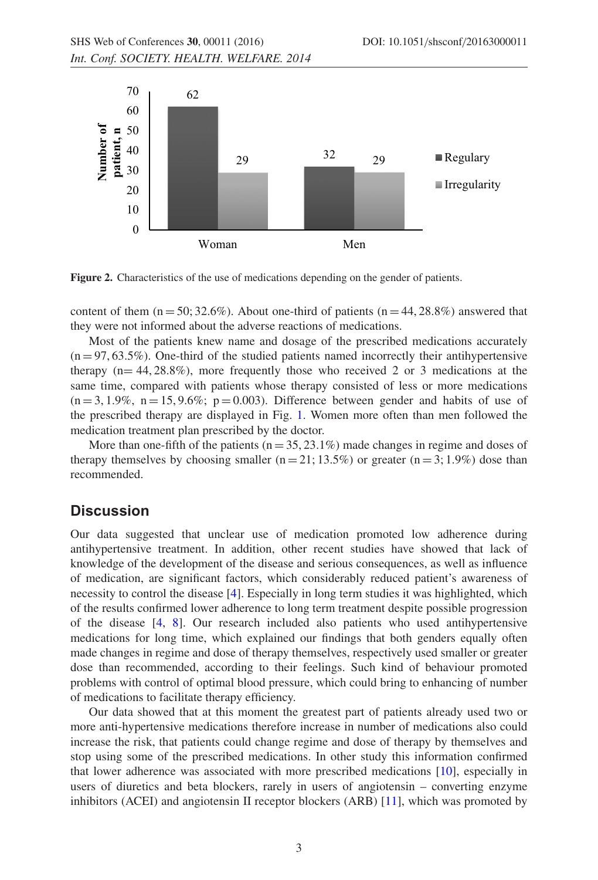Figure 2. Characteristics of the use of medications depending on the gender of patients.

content of them (n = 50; 32.6%). About one-third of patients (n = 44, 28.8%) answered that they were not informed about the adverse reactions of medications.

Most of the patients knew name and dosage of the prescribed medications accurately (n = 97, 63.5%). One-third of the studied patients named incorrectly their antihypertensive therapy (n= 44, 28.8%), more frequently those who received 2 or 3 medications at the same time, compared with patients whose therapy consisted of less or more medications (n = 3, 1.9%, n = 15, 9.6%; p = 0.003). Difference between gender and habits of use of the prescribed therapy are displayed in Fig. 1. Women more often than men followed the medication treatment plan prescribed by the doctor.

More than one-fifth of the patients (n = 35, 23.1%) made changes in regime and doses of therapy themselves by choosing smaller (n = 21; 13.5%) or greater (n = 3; 1.9%) dose than recommended.

## Discussion

Our data suggested that unclear use of medication promoted low adherence during antihypertensive treatment. In addition, other recent studies have showed that lack of knowledge of the development of the disease and serious consequences, as well as influence of medication, are significant factors, which considerably reduced patient's awareness of necessity to control the disease [4]. Especially in long term studies it was highlighted, which of the results confirmed lower adherence to long term treatment despite possible progression of the disease [4, 8]. Our research included also patients who used antihypertensive medications for long time, which explained our findings that both genders equally often made changes in regime and dose of therapy themselves, respectively used smaller or greater dose than recommended, according to their feelings. Such kind of behaviour promoted problems with control of optimal blood pressure, which could bring to enhancing of number of medications to facilitate therapy efficiency.

Our data showed that at this moment the greatest part of patients already used two or more anti-hypertensive medications therefore increase in number of medications also could increase the risk, that patients could change regime and dose of therapy by themselves and stop using some of the prescribed medications. In other study this information confirmed that lower adherence was associated with more prescribed medications [10], especially in users of diuretics and beta blockers, rarely in users of angiotensin – converting enzyme inhibitors (ACEI) and angiotensin II receptor blockers (ARB) [11], which was promoted by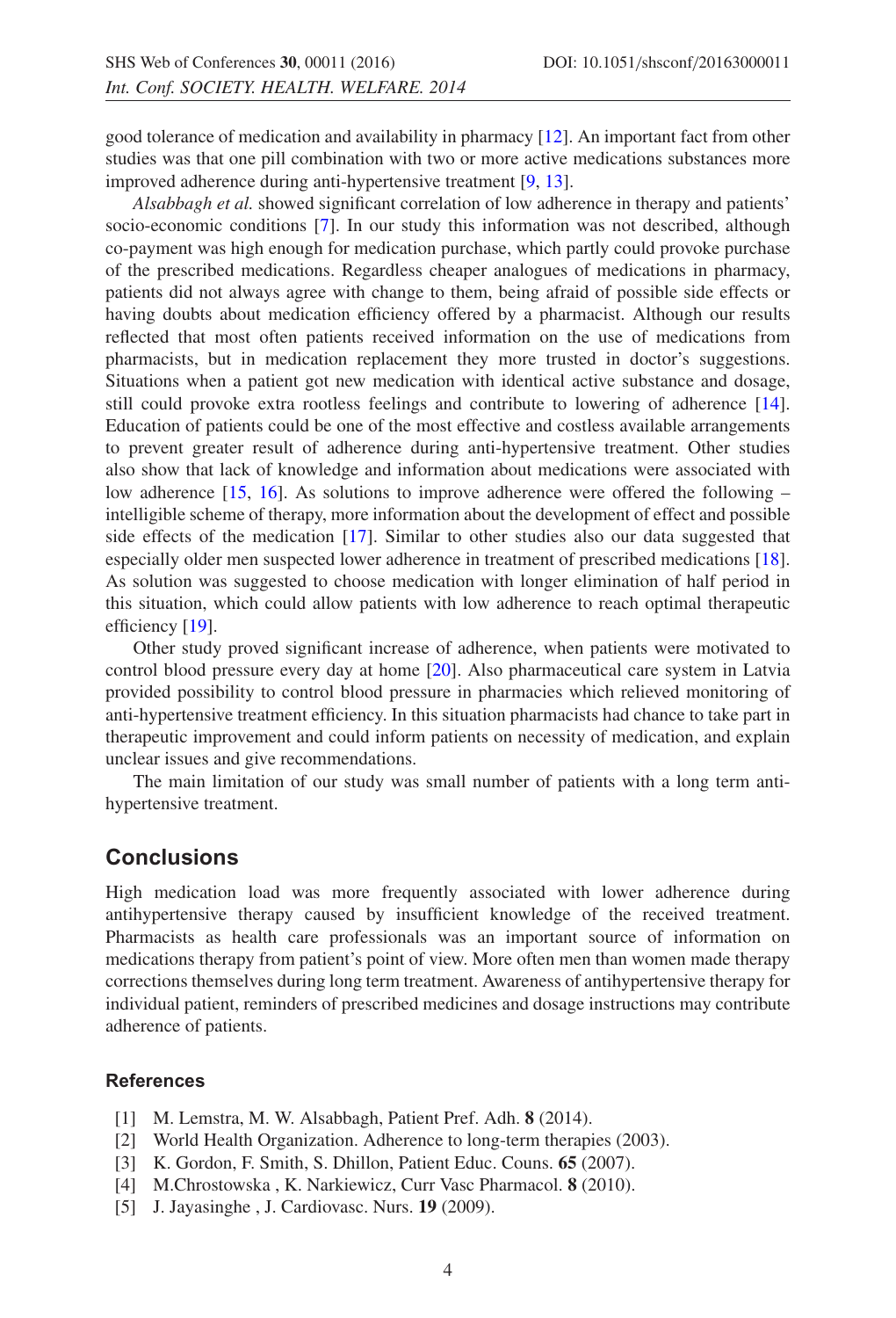good tolerance of medication and availability in pharmacy [12]. An important fact from other studies was that one pill combination with two or more active medications substances more improved adherence during anti-hypertensive treatment [9, 13].

*Alsabbagh et al.* showed significant correlation of low adherence in therapy and patients' socio-economic conditions [7]. In our study this information was not described, although co-payment was high enough for medication purchase, which partly could provoke purchase of the prescribed medications. Regardless cheaper analogues of medications in pharmacy, patients did not always agree with change to them, being afraid of possible side effects or having doubts about medication efficiency offered by a pharmacist. Although our results reflected that most often patients received information on the use of medications from pharmacists, but in medication replacement they more trusted in doctor's suggestions. Situations when a patient got new medication with identical active substance and dosage, still could provoke extra rootless feelings and contribute to lowering of adherence [14]. Education of patients could be one of the most effective and costless available arrangements to prevent greater result of adherence during anti-hypertensive treatment. Other studies also show that lack of knowledge and information about medications were associated with low adherence [15, 16]. As solutions to improve adherence were offered the following – intelligible scheme of therapy, more information about the development of effect and possible side effects of the medication [17]. Similar to other studies also our data suggested that especially older men suspected lower adherence in treatment of prescribed medications [18]. As solution was suggested to choose medication with longer elimination of half period in this situation, which could allow patients with low adherence to reach optimal therapeutic efficiency [19].

Other study proved significant increase of adherence, when patients were motivated to control blood pressure every day at home [20]. Also pharmaceutical care system in Latvia provided possibility to control blood pressure in pharmacies which relieved monitoring of anti-hypertensive treatment efficiency. In this situation pharmacists had chance to take part in therapeutic improvement and could inform patients on necessity of medication, and explain unclear issues and give recommendations.

The main limitation of our study was small number of patients with a long term anti-hypertensive treatment.

## Conclusions

High medication load was more frequently associated with lower adherence during antihypertensive therapy caused by insufficient knowledge of the received treatment. Pharmacists as health care professionals was an important source of information on medications therapy from patient's point of view. More often men than women made therapy corrections themselves during long term treatment. Awareness of antihypertensive therapy for individual patient, reminders of prescribed medicines and dosage instructions may contribute adherence of patients.

### References

[1] M. Lemstra, M. W. Alsabbagh, Patient Pref. Adh. **8** (2014).
[2] World Health Organization. Adherence to long-term therapies (2003).
[3] K. Gordon, F. Smith, S. Dhillon, Patient Educ. Couns. **65** (2007).
[4] M.Chrostowska , K. Narkiewicz, Curr Vasc Pharmacol. **8** (2010).
[5] J. Jayasinghe , J. Cardiovasc. Nurs. **19** (2009).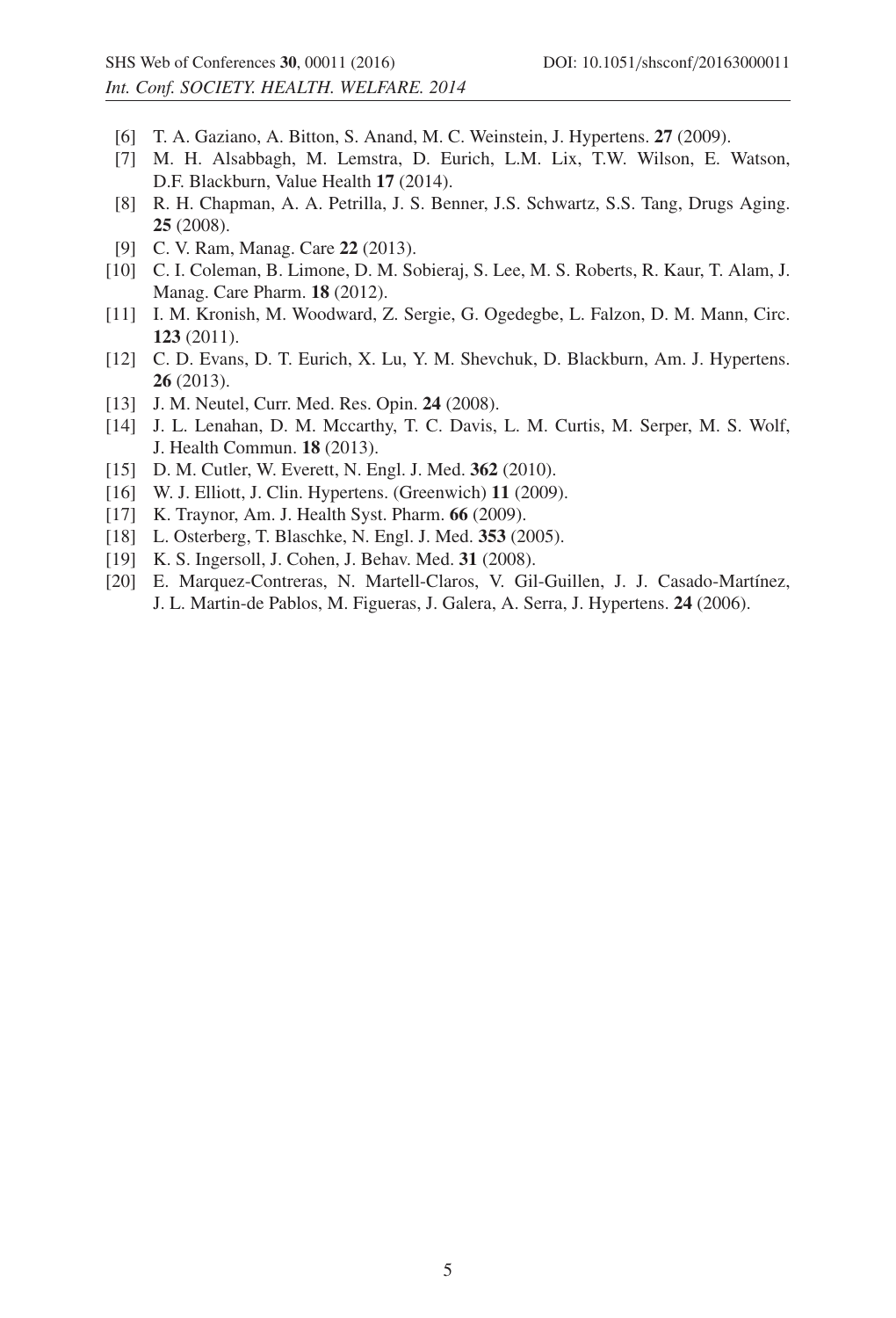[6] T. A. Gaziano, A. Bitton, S. Anand, M. C. Weinstein, J. Hypertens. **27** (2009).

[7] M. H. Alsabbagh, M. Lemstra, D. Eurich, L.M. Lix, T.W. Wilson, E. Watson, D.F. Blackburn, Value Health **17** (2014).

[8] R. H. Chapman, A. A. Petrilla, J. S. Benner, J.S. Schwartz, S.S. Tang, Drugs Aging. **25** (2008).

[9] C. V. Ram, Manag. Care **22** (2013).

[10] C. I. Coleman, B. Limone, D. M. Sobieraj, S. Lee, M. S. Roberts, R. Kaur, T. Alam, J. Manag. Care Pharm. **18** (2012).

[11] I. M. Kronish, M. Woodward, Z. Sergie, G. Ogedegbe, L. Falzon, D. M. Mann, Circ. **123** (2011).

[12] C. D. Evans, D. T. Eurich, X. Lu, Y. M. Shevchuk, D. Blackburn, Am. J. Hypertens. **26** (2013).

[13] J. M. Neutel, Curr. Med. Res. Opin. **24** (2008).

[14] J. L. Lenahan, D. M. Mccarthy, T. C. Davis, L. M. Curtis, M. Serper, M. S. Wolf, J. Health Commun. **18** (2013).

[15] D. M. Cutler, W. Everett, N. Engl. J. Med. **362** (2010).

[16] W. J. Elliott, J. Clin. Hypertens. (Greenwich) **11** (2009).

[17] K. Traynor, Am. J. Health Syst. Pharm. **66** (2009).

[18] L. Osterberg, T. Blaschke, N. Engl. J. Med. **353** (2005).

[19] K. S. Ingersoll, J. Cohen, J. Behav. Med. **31** (2008).

[20] E. Marquez-Contreras, N. Martell-Claros, V. Gil-Guillen, J. J. Casado-Martínez, J. L. Martin-de Pablos, M. Figueras, J. Galera, A. Serra, J. Hypertens. **24** (2006).